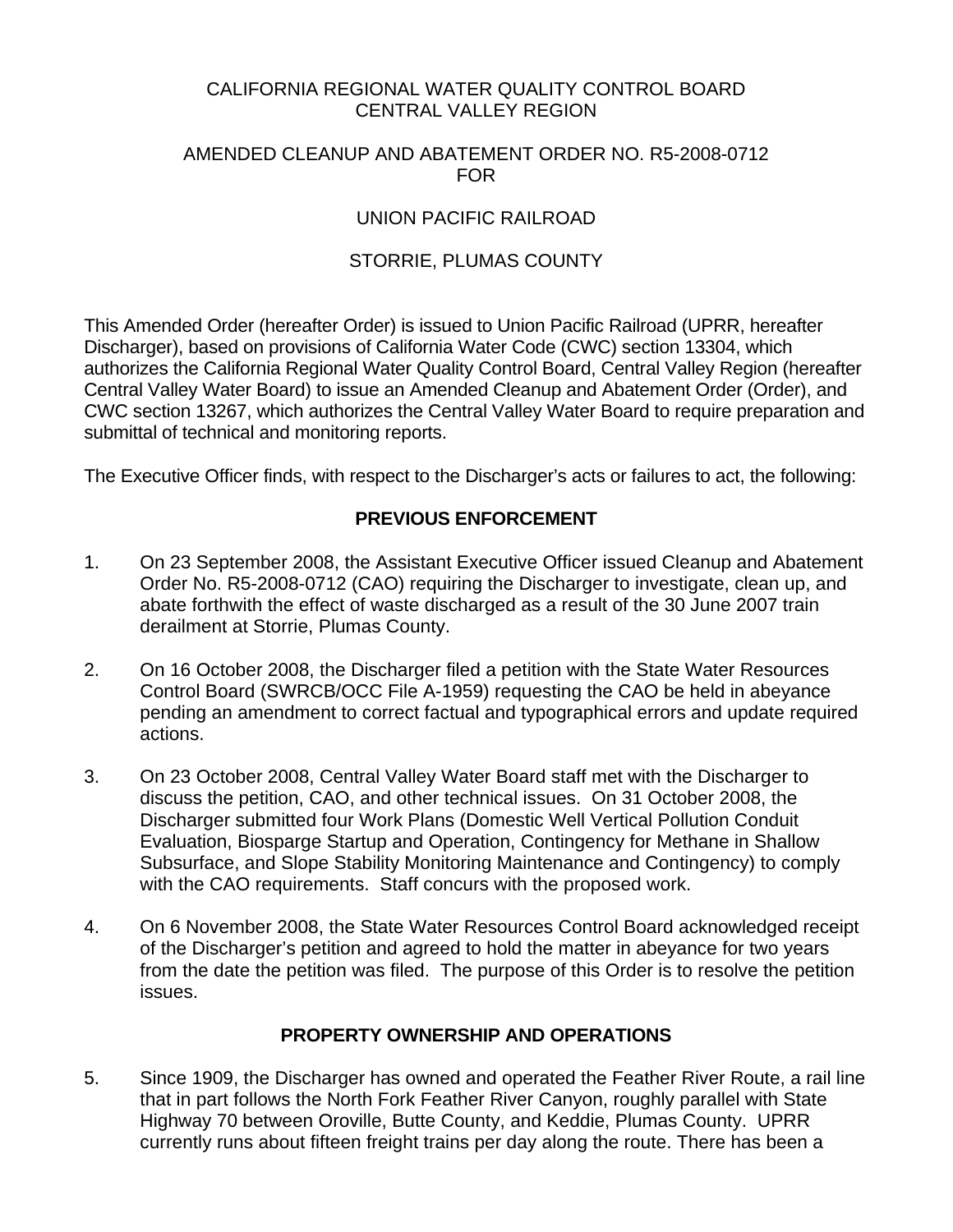# CALIFORNIA REGIONAL WATER QUALITY CONTROL BOARD
# CENTRAL VALLEY REGION

## AMENDED CLEANUP AND ABATEMENT ORDER NO. R5-2008-0712 FOR

## UNION PACIFIC RAILROAD

## STORRIE, PLUMAS COUNTY

This Amended Order (hereafter Order) is issued to Union Pacific Railroad (UPRR, hereafter Discharger), based on provisions of California Water Code (CWC) section 13304, which authorizes the California Regional Water Quality Control Board, Central Valley Region (hereafter Central Valley Water Board) to issue an Amended Cleanup and Abatement Order (Order), and CWC section 13267, which authorizes the Central Valley Water Board to require preparation and submittal of technical and monitoring reports.

The Executive Officer finds, with respect to the Discharger's acts or failures to act, the following:

### PREVIOUS ENFORCEMENT

1. On 23 September 2008, the Assistant Executive Officer issued Cleanup and Abatement Order No. R5-2008-0712 (CAO) requiring the Discharger to investigate, clean up, and abate forthwith the effect of waste discharged as a result of the 30 June 2007 train derailment at Storrie, Plumas County.

2. On 16 October 2008, the Discharger filed a petition with the State Water Resources Control Board (SWRCB/OCC File A-1959) requesting the CAO be held in abeyance pending an amendment to correct factual and typographical errors and update required actions.

3. On 23 October 2008, Central Valley Water Board staff met with the Discharger to discuss the petition, CAO, and other technical issues. On 31 October 2008, the Discharger submitted four Work Plans (Domestic Well Vertical Pollution Conduit Evaluation, Biosparge Startup and Operation, Contingency for Methane in Shallow Subsurface, and Slope Stability Monitoring Maintenance and Contingency) to comply with the CAO requirements. Staff concurs with the proposed work.

4. On 6 November 2008, the State Water Resources Control Board acknowledged receipt of the Discharger's petition and agreed to hold the matter in abeyance for two years from the date the petition was filed. The purpose of this Order is to resolve the petition issues.

### PROPERTY OWNERSHIP AND OPERATIONS

5. Since 1909, the Discharger has owned and operated the Feather River Route, a rail line that in part follows the North Fork Feather River Canyon, roughly parallel with State Highway 70 between Oroville, Butte County, and Keddie, Plumas County. UPRR currently runs about fifteen freight trains per day along the route. There has been a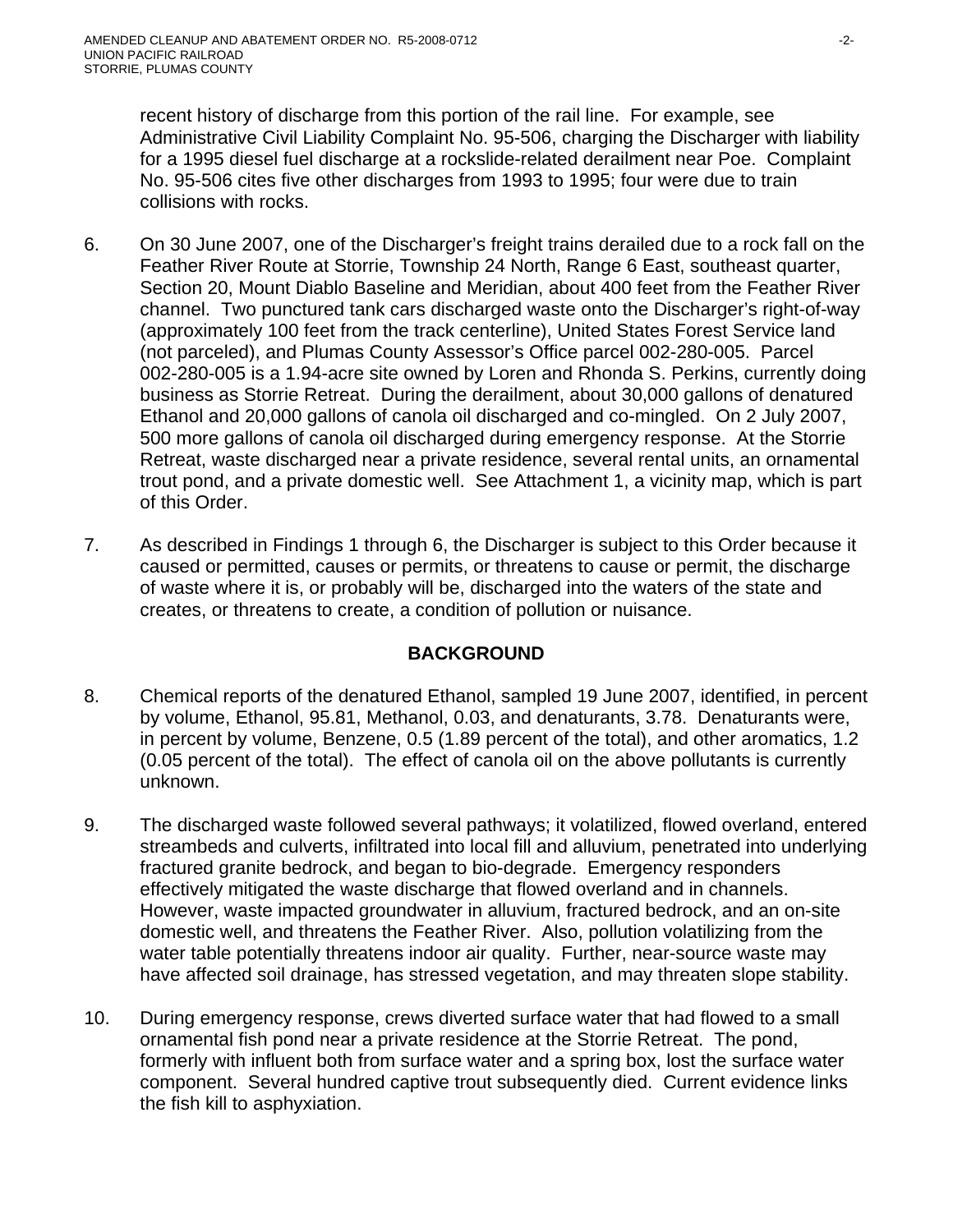recent history of discharge from this portion of the rail line. For example, see Administrative Civil Liability Complaint No. 95-506, charging the Discharger with liability for a 1995 diesel fuel discharge at a rockslide-related derailment near Poe. Complaint No. 95-506 cites five other discharges from 1993 to 1995; four were due to train collisions with rocks.

6. On 30 June 2007, one of the Discharger's freight trains derailed due to a rock fall on the Feather River Route at Storrie, Township 24 North, Range 6 East, southeast quarter, Section 20, Mount Diablo Baseline and Meridian, about 400 feet from the Feather River channel. Two punctured tank cars discharged waste onto the Discharger's right-of-way (approximately 100 feet from the track centerline), United States Forest Service land (not parceled), and Plumas County Assessor's Office parcel 002-280-005. Parcel 002-280-005 is a 1.94-acre site owned by Loren and Rhonda S. Perkins, currently doing business as Storrie Retreat. During the derailment, about 30,000 gallons of denatured Ethanol and 20,000 gallons of canola oil discharged and co-mingled. On 2 July 2007, 500 more gallons of canola oil discharged during emergency response. At the Storrie Retreat, waste discharged near a private residence, several rental units, an ornamental trout pond, and a private domestic well. See Attachment 1, a vicinity map, which is part of this Order.

7. As described in Findings 1 through 6, the Discharger is subject to this Order because it caused or permitted, causes or permits, or threatens to cause or permit, the discharge of waste where it is, or probably will be, discharged into the waters of the state and creates, or threatens to create, a condition of pollution or nuisance.

## BACKGROUND

8. Chemical reports of the denatured Ethanol, sampled 19 June 2007, identified, in percent by volume, Ethanol, 95.81, Methanol, 0.03, and denaturants, 3.78. Denaturants were, in percent by volume, Benzene, 0.5 (1.89 percent of the total), and other aromatics, 1.2 (0.05 percent of the total). The effect of canola oil on the above pollutants is currently unknown.

9. The discharged waste followed several pathways; it volatilized, flowed overland, entered streambeds and culverts, infiltrated into local fill and alluvium, penetrated into underlying fractured granite bedrock, and began to bio-degrade. Emergency responders effectively mitigated the waste discharge that flowed overland and in channels. However, waste impacted groundwater in alluvium, fractured bedrock, and an on-site domestic well, and threatens the Feather River. Also, pollution volatilizing from the water table potentially threatens indoor air quality. Further, near-source waste may have affected soil drainage, has stressed vegetation, and may threaten slope stability.

10. During emergency response, crews diverted surface water that had flowed to a small ornamental fish pond near a private residence at the Storrie Retreat. The pond, formerly with influent both from surface water and a spring box, lost the surface water component. Several hundred captive trout subsequently died. Current evidence links the fish kill to asphyxiation.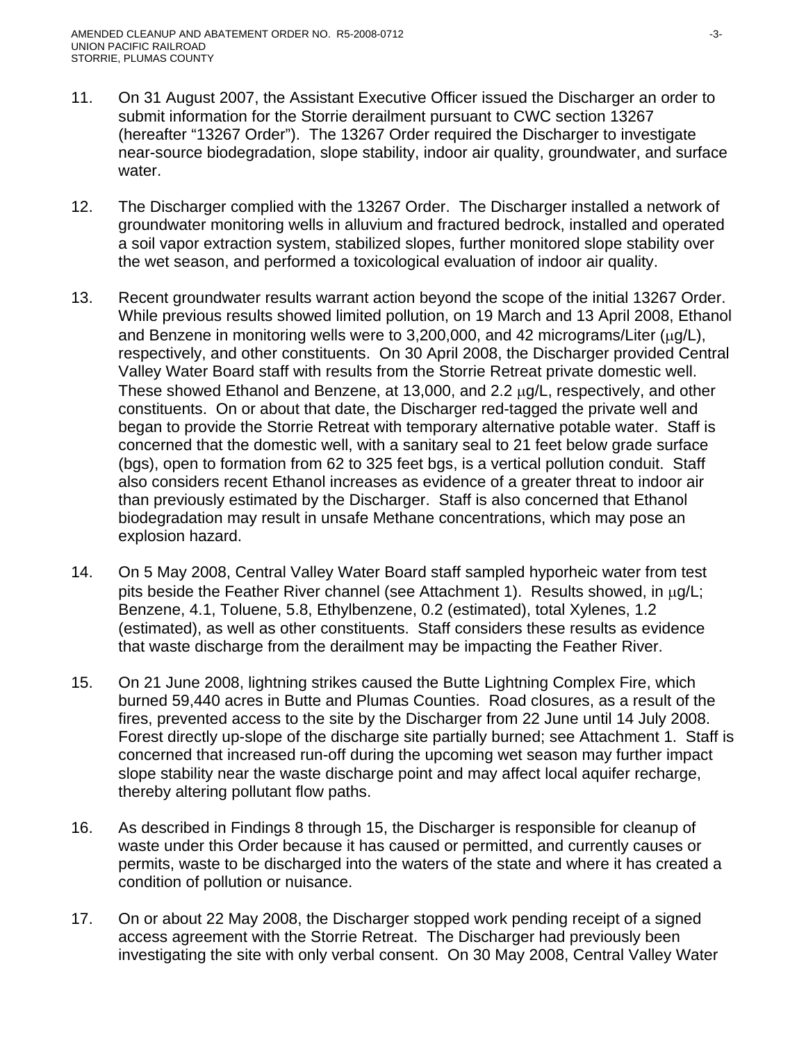11. On 31 August 2007, the Assistant Executive Officer issued the Discharger an order to submit information for the Storrie derailment pursuant to CWC section 13267 (hereafter "13267 Order"). The 13267 Order required the Discharger to investigate near-source biodegradation, slope stability, indoor air quality, groundwater, and surface water.

12. The Discharger complied with the 13267 Order. The Discharger installed a network of groundwater monitoring wells in alluvium and fractured bedrock, installed and operated a soil vapor extraction system, stabilized slopes, further monitored slope stability over the wet season, and performed a toxicological evaluation of indoor air quality.

13. Recent groundwater results warrant action beyond the scope of the initial 13267 Order. While previous results showed limited pollution, on 19 March and 13 April 2008, Ethanol and Benzene in monitoring wells were to 3,200,000, and 42 micrograms/Liter (μg/L), respectively, and other constituents. On 30 April 2008, the Discharger provided Central Valley Water Board staff with results from the Storrie Retreat private domestic well. These showed Ethanol and Benzene, at 13,000, and 2.2 μg/L, respectively, and other constituents. On or about that date, the Discharger red-tagged the private well and began to provide the Storrie Retreat with temporary alternative potable water. Staff is concerned that the domestic well, with a sanitary seal to 21 feet below grade surface (bgs), open to formation from 62 to 325 feet bgs, is a vertical pollution conduit. Staff also considers recent Ethanol increases as evidence of a greater threat to indoor air than previously estimated by the Discharger. Staff is also concerned that Ethanol biodegradation may result in unsafe Methane concentrations, which may pose an explosion hazard.

14. On 5 May 2008, Central Valley Water Board staff sampled hyporheic water from test pits beside the Feather River channel (see Attachment 1). Results showed, in μg/L; Benzene, 4.1, Toluene, 5.8, Ethylbenzene, 0.2 (estimated), total Xylenes, 1.2 (estimated), as well as other constituents. Staff considers these results as evidence that waste discharge from the derailment may be impacting the Feather River.

15. On 21 June 2008, lightning strikes caused the Butte Lightning Complex Fire, which burned 59,440 acres in Butte and Plumas Counties. Road closures, as a result of the fires, prevented access to the site by the Discharger from 22 June until 14 July 2008. Forest directly up-slope of the discharge site partially burned; see Attachment 1. Staff is concerned that increased run-off during the upcoming wet season may further impact slope stability near the waste discharge point and may affect local aquifer recharge, thereby altering pollutant flow paths.

16. As described in Findings 8 through 15, the Discharger is responsible for cleanup of waste under this Order because it has caused or permitted, and currently causes or permits, waste to be discharged into the waters of the state and where it has created a condition of pollution or nuisance.

17. On or about 22 May 2008, the Discharger stopped work pending receipt of a signed access agreement with the Storrie Retreat. The Discharger had previously been investigating the site with only verbal consent. On 30 May 2008, Central Valley Water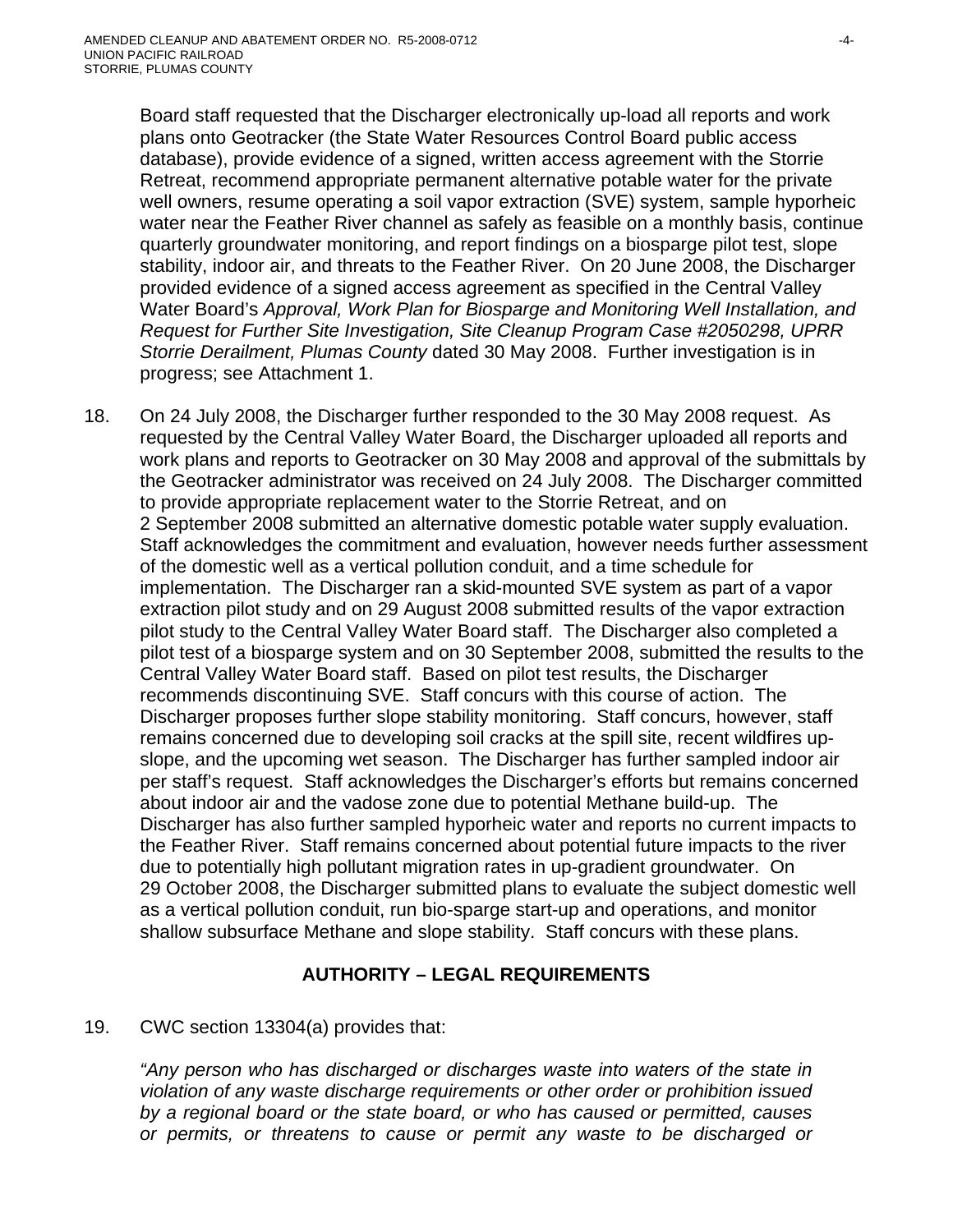Board staff requested that the Discharger electronically up-load all reports and work plans onto Geotracker (the State Water Resources Control Board public access database), provide evidence of a signed, written access agreement with the Storrie Retreat, recommend appropriate permanent alternative potable water for the private well owners, resume operating a soil vapor extraction (SVE) system, sample hyporheic water near the Feather River channel as safely as feasible on a monthly basis, continue quarterly groundwater monitoring, and report findings on a biosparge pilot test, slope stability, indoor air, and threats to the Feather River. On 20 June 2008, the Discharger provided evidence of a signed access agreement as specified in the Central Valley Water Board's *Approval, Work Plan for Biosparge and Monitoring Well Installation, and Request for Further Site Investigation, Site Cleanup Program Case #2050298, UPRR Storrie Derailment, Plumas County* dated 30 May 2008. Further investigation is in progress; see Attachment 1.

18. On 24 July 2008, the Discharger further responded to the 30 May 2008 request. As requested by the Central Valley Water Board, the Discharger uploaded all reports and work plans and reports to Geotracker on 30 May 2008 and approval of the submittals by the Geotracker administrator was received on 24 July 2008. The Discharger committed to provide appropriate replacement water to the Storrie Retreat, and on 2 September 2008 submitted an alternative domestic potable water supply evaluation. Staff acknowledges the commitment and evaluation, however needs further assessment of the domestic well as a vertical pollution conduit, and a time schedule for implementation. The Discharger ran a skid-mounted SVE system as part of a vapor extraction pilot study and on 29 August 2008 submitted results of the vapor extraction pilot study to the Central Valley Water Board staff. The Discharger also completed a pilot test of a biosparge system and on 30 September 2008, submitted the results to the Central Valley Water Board staff. Based on pilot test results, the Discharger recommends discontinuing SVE. Staff concurs with this course of action. The Discharger proposes further slope stability monitoring. Staff concurs, however, staff remains concerned due to developing soil cracks at the spill site, recent wildfires up-slope, and the upcoming wet season. The Discharger has further sampled indoor air per staff's request. Staff acknowledges the Discharger's efforts but remains concerned about indoor air and the vadose zone due to potential Methane build-up. The Discharger has also further sampled hyporheic water and reports no current impacts to the Feather River. Staff remains concerned about potential future impacts to the river due to potentially high pollutant migration rates in up-gradient groundwater. On 29 October 2008, the Discharger submitted plans to evaluate the subject domestic well as a vertical pollution conduit, run bio-sparge start-up and operations, and monitor shallow subsurface Methane and slope stability. Staff concurs with these plans.

## AUTHORITY – LEGAL REQUIREMENTS

19. CWC section 13304(a) provides that:

*"Any person who has discharged or discharges waste into waters of the state in violation of any waste discharge requirements or other order or prohibition issued by a regional board or the state board, or who has caused or permitted, causes or permits, or threatens to cause or permit any waste to be discharged or*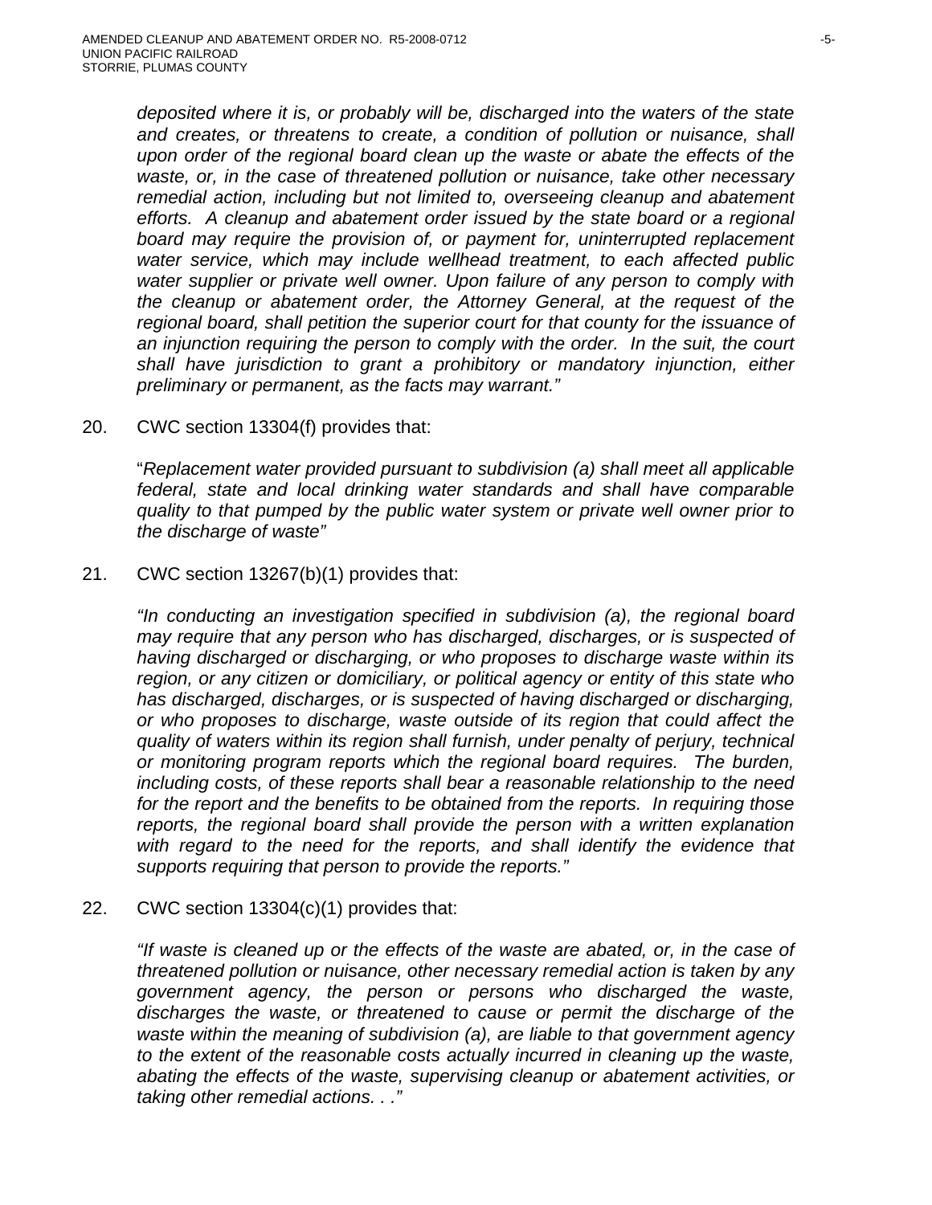*deposited where it is, or probably will be, discharged into the waters of the state and creates, or threatens to create, a condition of pollution or nuisance, shall upon order of the regional board clean up the waste or abate the effects of the waste, or, in the case of threatened pollution or nuisance, take other necessary remedial action, including but not limited to, overseeing cleanup and abatement efforts. A cleanup and abatement order issued by the state board or a regional board may require the provision of, or payment for, uninterrupted replacement water service, which may include wellhead treatment, to each affected public water supplier or private well owner. Upon failure of any person to comply with the cleanup or abatement order, the Attorney General, at the request of the regional board, shall petition the superior court for that county for the issuance of an injunction requiring the person to comply with the order. In the suit, the court shall have jurisdiction to grant a prohibitory or mandatory injunction, either preliminary or permanent, as the facts may warrant."*

20. CWC section 13304(f) provides that:

    "*Replacement water provided pursuant to subdivision (a) shall meet all applicable federal, state and local drinking water standards and shall have comparable quality to that pumped by the public water system or private well owner prior to the discharge of waste"*

21. CWC section 13267(b)(1) provides that:

    *"In conducting an investigation specified in subdivision (a), the regional board may require that any person who has discharged, discharges, or is suspected of having discharged or discharging, or who proposes to discharge waste within its region, or any citizen or domiciliary, or political agency or entity of this state who has discharged, discharges, or is suspected of having discharged or discharging, or who proposes to discharge, waste outside of its region that could affect the quality of waters within its region shall furnish, under penalty of perjury, technical or monitoring program reports which the regional board requires. The burden, including costs, of these reports shall bear a reasonable relationship to the need for the report and the benefits to be obtained from the reports. In requiring those reports, the regional board shall provide the person with a written explanation with regard to the need for the reports, and shall identify the evidence that supports requiring that person to provide the reports."*

22. CWC section 13304(c)(1) provides that:

    *"If waste is cleaned up or the effects of the waste are abated, or, in the case of threatened pollution or nuisance, other necessary remedial action is taken by any government agency, the person or persons who discharged the waste, discharges the waste, or threatened to cause or permit the discharge of the waste within the meaning of subdivision (a), are liable to that government agency to the extent of the reasonable costs actually incurred in cleaning up the waste, abating the effects of the waste, supervising cleanup or abatement activities, or taking other remedial actions. . ."*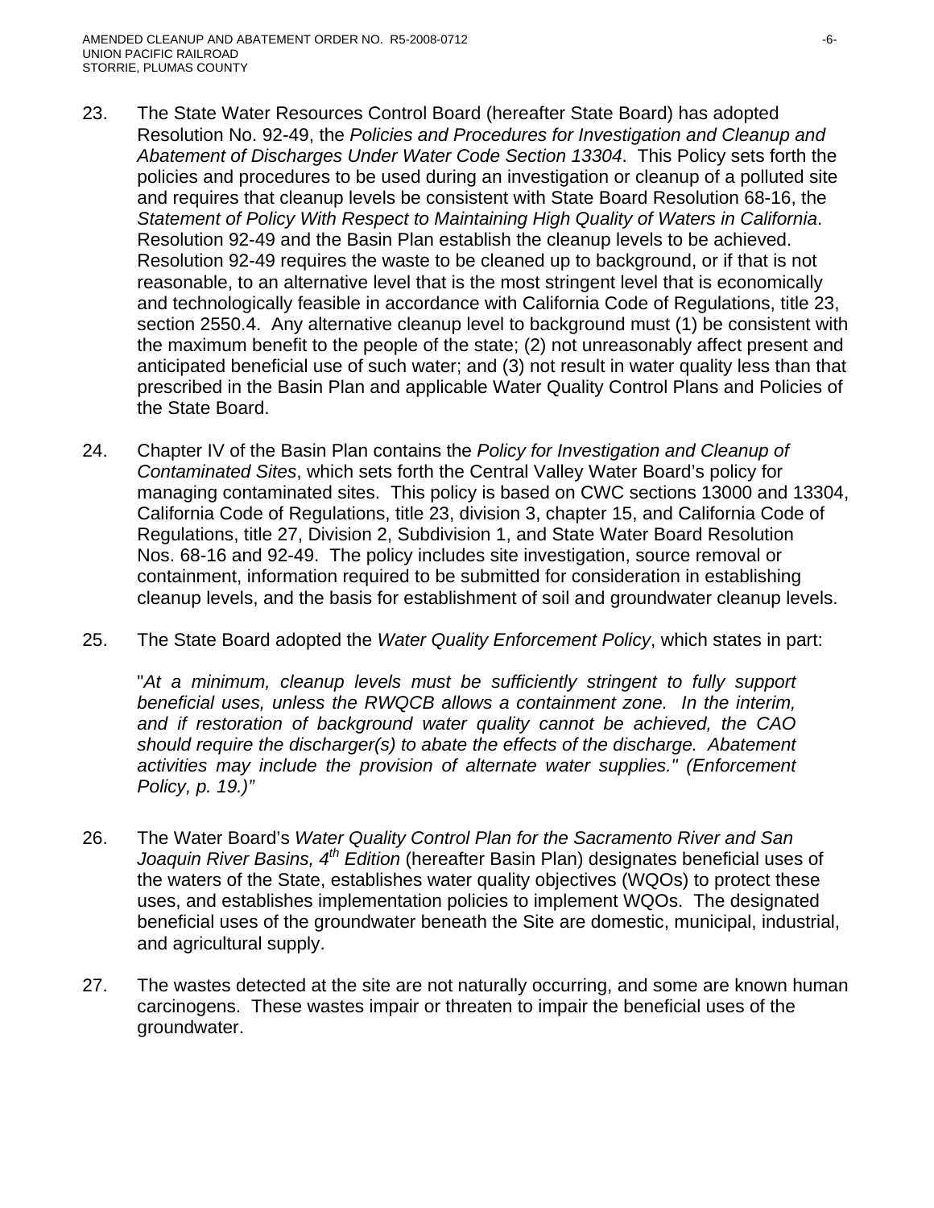23. The State Water Resources Control Board (hereafter State Board) has adopted Resolution No. 92-49, the *Policies and Procedures for Investigation and Cleanup and Abatement of Discharges Under Water Code Section 13304*. This Policy sets forth the policies and procedures to be used during an investigation or cleanup of a polluted site and requires that cleanup levels be consistent with State Board Resolution 68-16, the *Statement of Policy With Respect to Maintaining High Quality of Waters in California*. Resolution 92-49 and the Basin Plan establish the cleanup levels to be achieved. Resolution 92-49 requires the waste to be cleaned up to background, or if that is not reasonable, to an alternative level that is the most stringent level that is economically and technologically feasible in accordance with California Code of Regulations, title 23, section 2550.4. Any alternative cleanup level to background must (1) be consistent with the maximum benefit to the people of the state; (2) not unreasonably affect present and anticipated beneficial use of such water; and (3) not result in water quality less than that prescribed in the Basin Plan and applicable Water Quality Control Plans and Policies of the State Board.

24. Chapter IV of the Basin Plan contains the *Policy for Investigation and Cleanup of Contaminated Sites*, which sets forth the Central Valley Water Board's policy for managing contaminated sites. This policy is based on CWC sections 13000 and 13304, California Code of Regulations, title 23, division 3, chapter 15, and California Code of Regulations, title 27, Division 2, Subdivision 1, and State Water Board Resolution Nos. 68-16 and 92-49. The policy includes site investigation, source removal or containment, information required to be submitted for consideration in establishing cleanup levels, and the basis for establishment of soil and groundwater cleanup levels.

25. The State Board adopted the *Water Quality Enforcement Policy*, which states in part:

    "*At a minimum, cleanup levels must be sufficiently stringent to fully support beneficial uses, unless the RWQCB allows a containment zone. In the interim, and if restoration of background water quality cannot be achieved, the CAO should require the discharger(s) to abate the effects of the discharge. Abatement activities may include the provision of alternate water supplies." (Enforcement Policy, p. 19.)"*

26. The Water Board's *Water Quality Control Plan for the Sacramento River and San Joaquin River Basins, 4th Edition* (hereafter Basin Plan) designates beneficial uses of the waters of the State, establishes water quality objectives (WQOs) to protect these uses, and establishes implementation policies to implement WQOs. The designated beneficial uses of the groundwater beneath the Site are domestic, municipal, industrial, and agricultural supply.

27. The wastes detected at the site are not naturally occurring, and some are known human carcinogens. These wastes impair or threaten to impair the beneficial uses of the groundwater.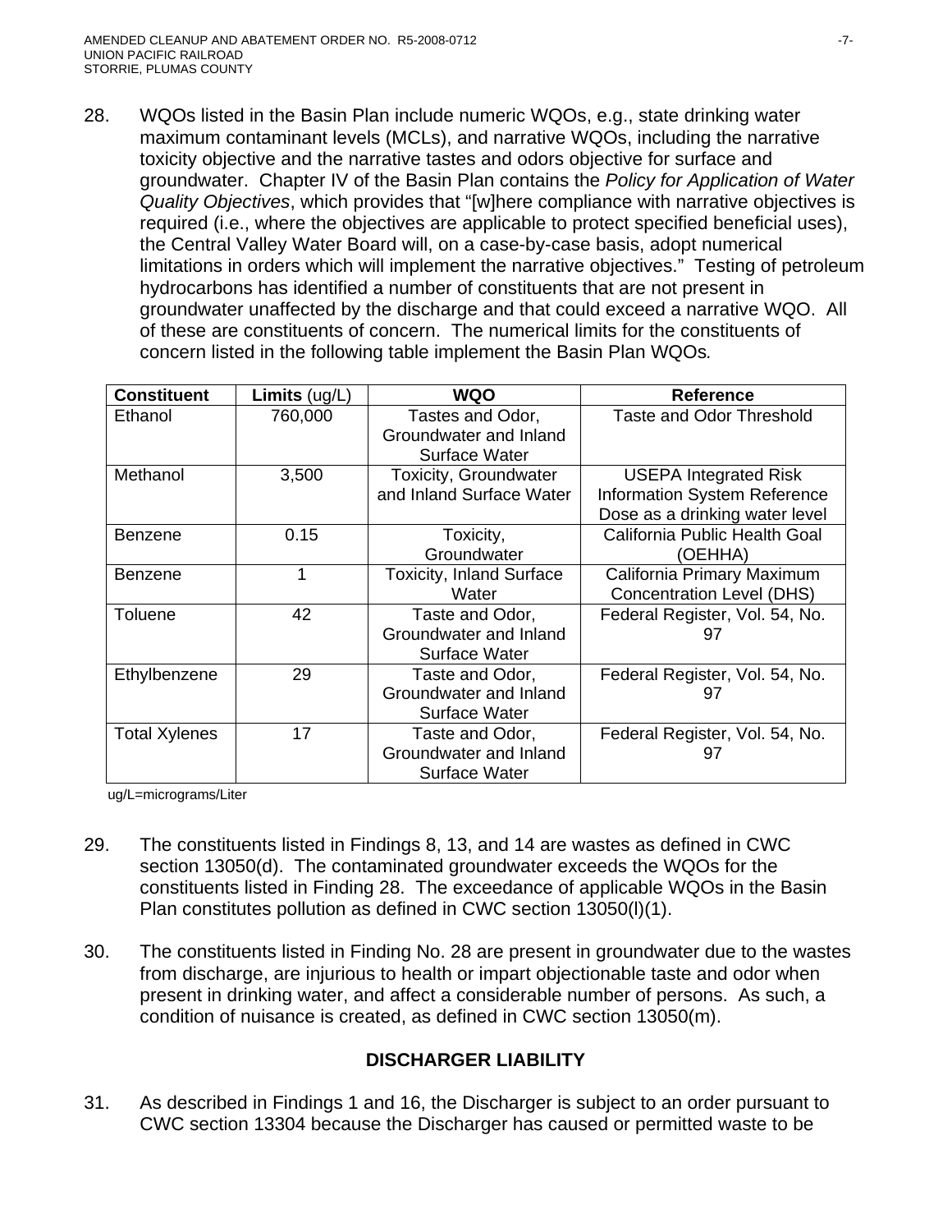28. WQOs listed in the Basin Plan include numeric WQOs, e.g., state drinking water maximum contaminant levels (MCLs), and narrative WQOs, including the narrative toxicity objective and the narrative tastes and odors objective for surface and groundwater. Chapter IV of the Basin Plan contains the *Policy for Application of Water Quality Objectives*, which provides that "[w]here compliance with narrative objectives is required (i.e., where the objectives are applicable to protect specified beneficial uses), the Central Valley Water Board will, on a case-by-case basis, adopt numerical limitations in orders which will implement the narrative objectives." Testing of petroleum hydrocarbons has identified a number of constituents that are not present in groundwater unaffected by the discharge and that could exceed a narrative WQO. All of these are constituents of concern. The numerical limits for the constituents of concern listed in the following table implement the Basin Plan WQOs*.*

| **Constituent** | **Limits** (ug/L) | **WQO** | **Reference** |
|---|---|---|---|
| Ethanol | 760,000 | Tastes and Odor, Groundwater and Inland Surface Water | Taste and Odor Threshold |
| Methanol | 3,500 | Toxicity, Groundwater and Inland Surface Water | USEPA Integrated Risk Information System Reference Dose as a drinking water level |
| Benzene | 0.15 | Toxicity, Groundwater | California Public Health Goal (OEHHA) |
| Benzene | 1 | Toxicity, Inland Surface Water | California Primary Maximum Concentration Level (DHS) |
| Toluene | 42 | Taste and Odor, Groundwater and Inland Surface Water | Federal Register, Vol. 54, No. 97 |
| Ethylbenzene | 29 | Taste and Odor, Groundwater and Inland Surface Water | Federal Register, Vol. 54, No. 97 |
| Total Xylenes | 17 | Taste and Odor, Groundwater and Inland Surface Water | Federal Register, Vol. 54, No. 97 |

ug/L=micrograms/Liter

29. The constituents listed in Findings 8, 13, and 14 are wastes as defined in CWC section 13050(d). The contaminated groundwater exceeds the WQOs for the constituents listed in Finding 28. The exceedance of applicable WQOs in the Basin Plan constitutes pollution as defined in CWC section 13050(l)(1).

30. The constituents listed in Finding No. 28 are present in groundwater due to the wastes from discharge, are injurious to health or impart objectionable taste and odor when present in drinking water, and affect a considerable number of persons. As such, a condition of nuisance is created, as defined in CWC section 13050(m).

## DISCHARGER LIABILITY

31. As described in Findings 1 and 16, the Discharger is subject to an order pursuant to CWC section 13304 because the Discharger has caused or permitted waste to be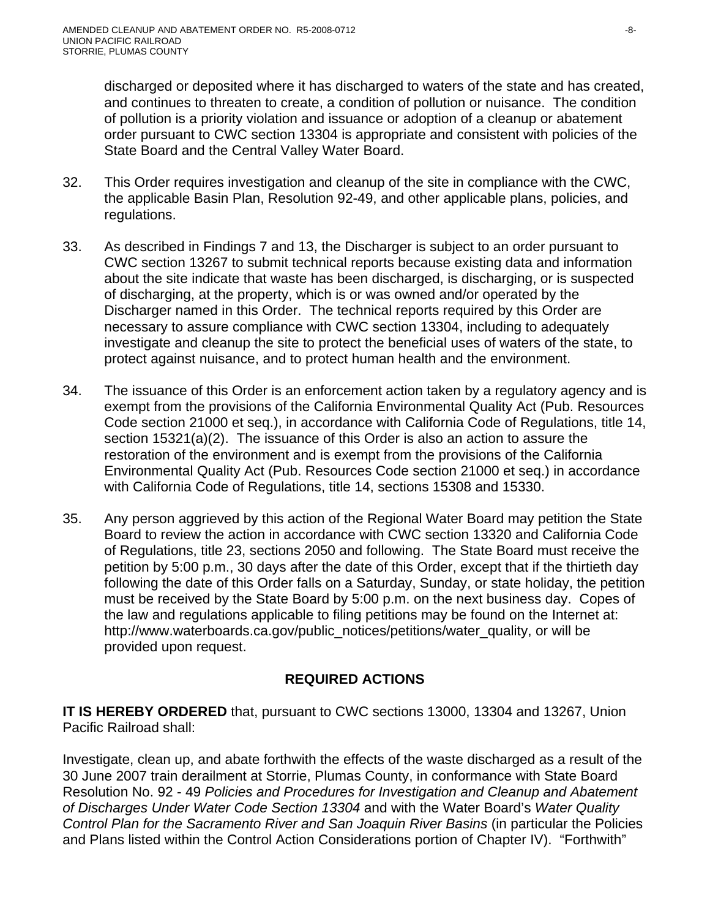discharged or deposited where it has discharged to waters of the state and has created, and continues to threaten to create, a condition of pollution or nuisance. The condition of pollution is a priority violation and issuance or adoption of a cleanup or abatement order pursuant to CWC section 13304 is appropriate and consistent with policies of the State Board and the Central Valley Water Board.

32. This Order requires investigation and cleanup of the site in compliance with the CWC, the applicable Basin Plan, Resolution 92-49, and other applicable plans, policies, and regulations.

33. As described in Findings 7 and 13, the Discharger is subject to an order pursuant to CWC section 13267 to submit technical reports because existing data and information about the site indicate that waste has been discharged, is discharging, or is suspected of discharging, at the property, which is or was owned and/or operated by the Discharger named in this Order. The technical reports required by this Order are necessary to assure compliance with CWC section 13304, including to adequately investigate and cleanup the site to protect the beneficial uses of waters of the state, to protect against nuisance, and to protect human health and the environment.

34. The issuance of this Order is an enforcement action taken by a regulatory agency and is exempt from the provisions of the California Environmental Quality Act (Pub. Resources Code section 21000 et seq.), in accordance with California Code of Regulations, title 14, section 15321(a)(2). The issuance of this Order is also an action to assure the restoration of the environment and is exempt from the provisions of the California Environmental Quality Act (Pub. Resources Code section 21000 et seq.) in accordance with California Code of Regulations, title 14, sections 15308 and 15330.

35. Any person aggrieved by this action of the Regional Water Board may petition the State Board to review the action in accordance with CWC section 13320 and California Code of Regulations, title 23, sections 2050 and following. The State Board must receive the petition by 5:00 p.m., 30 days after the date of this Order, except that if the thirtieth day following the date of this Order falls on a Saturday, Sunday, or state holiday, the petition must be received by the State Board by 5:00 p.m. on the next business day. Copes of the law and regulations applicable to filing petitions may be found on the Internet at: http://www.waterboards.ca.gov/public_notices/petitions/water_quality, or will be provided upon request.

## REQUIRED ACTIONS

**IT IS HEREBY ORDERED** that, pursuant to CWC sections 13000, 13304 and 13267, Union Pacific Railroad shall:

Investigate, clean up, and abate forthwith the effects of the waste discharged as a result of the 30 June 2007 train derailment at Storrie, Plumas County, in conformance with State Board Resolution No. 92 - 49 *Policies and Procedures for Investigation and Cleanup and Abatement of Discharges Under Water Code Section 13304* and with the Water Board's *Water Quality Control Plan for the Sacramento River and San Joaquin River Basins* (in particular the Policies and Plans listed within the Control Action Considerations portion of Chapter IV). "Forthwith"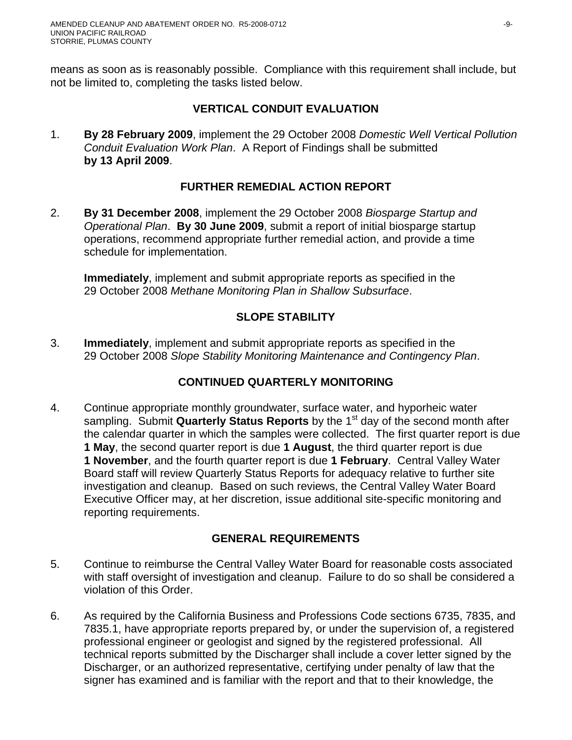means as soon as is reasonably possible. Compliance with this requirement shall include, but not be limited to, completing the tasks listed below.

## VERTICAL CONDUIT EVALUATION

1. **By 28 February 2009**, implement the 29 October 2008 *Domestic Well Vertical Pollution Conduit Evaluation Work Plan*. A Report of Findings shall be submitted **by 13 April 2009**.

## FURTHER REMEDIAL ACTION REPORT

2. **By 31 December 2008**, implement the 29 October 2008 *Biosparge Startup and Operational Plan*. **By 30 June 2009**, submit a report of initial biosparge startup operations, recommend appropriate further remedial action, and provide a time schedule for implementation.

   **Immediately**, implement and submit appropriate reports as specified in the 29 October 2008 *Methane Monitoring Plan in Shallow Subsurface*.

## SLOPE STABILITY

3. **Immediately**, implement and submit appropriate reports as specified in the 29 October 2008 *Slope Stability Monitoring Maintenance and Contingency Plan*.

## CONTINUED QUARTERLY MONITORING

4. Continue appropriate monthly groundwater, surface water, and hyporheic water sampling. Submit **Quarterly Status Reports** by the 1st day of the second month after the calendar quarter in which the samples were collected. The first quarter report is due **1 May**, the second quarter report is due **1 August**, the third quarter report is due **1 November**, and the fourth quarter report is due **1 February**. Central Valley Water Board staff will review Quarterly Status Reports for adequacy relative to further site investigation and cleanup. Based on such reviews, the Central Valley Water Board Executive Officer may, at her discretion, issue additional site-specific monitoring and reporting requirements.

## GENERAL REQUIREMENTS

5. Continue to reimburse the Central Valley Water Board for reasonable costs associated with staff oversight of investigation and cleanup. Failure to do so shall be considered a violation of this Order.

6. As required by the California Business and Professions Code sections 6735, 7835, and 7835.1, have appropriate reports prepared by, or under the supervision of, a registered professional engineer or geologist and signed by the registered professional. All technical reports submitted by the Discharger shall include a cover letter signed by the Discharger, or an authorized representative, certifying under penalty of law that the signer has examined and is familiar with the report and that to their knowledge, the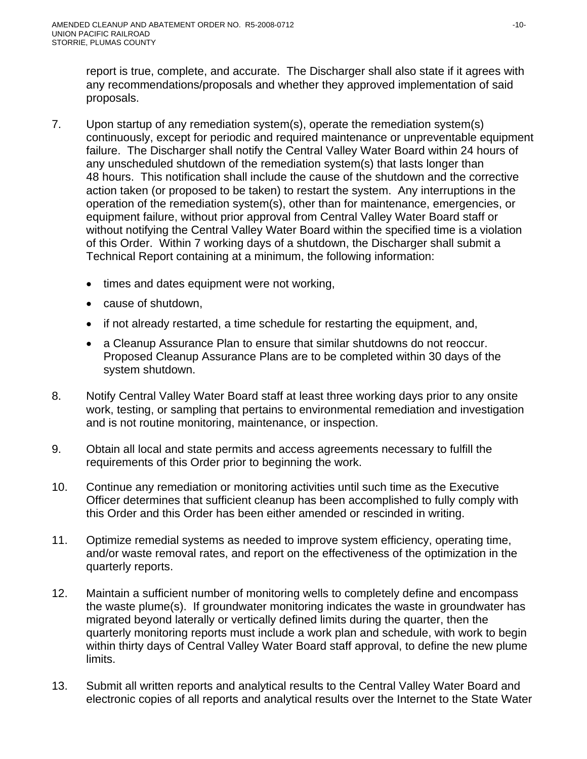report is true, complete, and accurate. The Discharger shall also state if it agrees with any recommendations/proposals and whether they approved implementation of said proposals.

7. Upon startup of any remediation system(s), operate the remediation system(s) continuously, except for periodic and required maintenance or unpreventable equipment failure. The Discharger shall notify the Central Valley Water Board within 24 hours of any unscheduled shutdown of the remediation system(s) that lasts longer than 48 hours. This notification shall include the cause of the shutdown and the corrective action taken (or proposed to be taken) to restart the system. Any interruptions in the operation of the remediation system(s), other than for maintenance, emergencies, or equipment failure, without prior approval from Central Valley Water Board staff or without notifying the Central Valley Water Board within the specified time is a violation of this Order. Within 7 working days of a shutdown, the Discharger shall submit a Technical Report containing at a minimum, the following information:

   - times and dates equipment were not working,
   - cause of shutdown,
   - if not already restarted, a time schedule for restarting the equipment, and,
   - a Cleanup Assurance Plan to ensure that similar shutdowns do not reoccur. Proposed Cleanup Assurance Plans are to be completed within 30 days of the system shutdown.

8. Notify Central Valley Water Board staff at least three working days prior to any onsite work, testing, or sampling that pertains to environmental remediation and investigation and is not routine monitoring, maintenance, or inspection.

9. Obtain all local and state permits and access agreements necessary to fulfill the requirements of this Order prior to beginning the work.

10. Continue any remediation or monitoring activities until such time as the Executive Officer determines that sufficient cleanup has been accomplished to fully comply with this Order and this Order has been either amended or rescinded in writing.

11. Optimize remedial systems as needed to improve system efficiency, operating time, and/or waste removal rates, and report on the effectiveness of the optimization in the quarterly reports.

12. Maintain a sufficient number of monitoring wells to completely define and encompass the waste plume(s). If groundwater monitoring indicates the waste in groundwater has migrated beyond laterally or vertically defined limits during the quarter, then the quarterly monitoring reports must include a work plan and schedule, with work to begin within thirty days of Central Valley Water Board staff approval, to define the new plume limits.

13. Submit all written reports and analytical results to the Central Valley Water Board and electronic copies of all reports and analytical results over the Internet to the State Water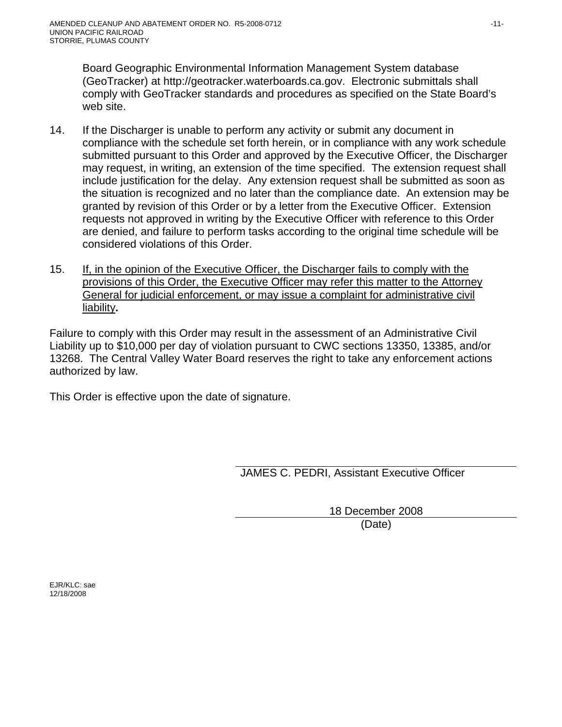Board Geographic Environmental Information Management System database (GeoTracker) at http://geotracker.waterboards.ca.gov. Electronic submittals shall comply with GeoTracker standards and procedures as specified on the State Board's web site.

14. If the Discharger is unable to perform any activity or submit any document in compliance with the schedule set forth herein, or in compliance with any work schedule submitted pursuant to this Order and approved by the Executive Officer, the Discharger may request, in writing, an extension of the time specified. The extension request shall include justification for the delay. Any extension request shall be submitted as soon as the situation is recognized and no later than the compliance date. An extension may be granted by revision of this Order or by a letter from the Executive Officer. Extension requests not approved in writing by the Executive Officer with reference to this Order are denied, and failure to perform tasks according to the original time schedule will be considered violations of this Order.

15. <u>If, in the opinion of the Executive Officer, the Discharger fails to comply with the provisions of this Order, the Executive Officer may refer this matter to the Attorney General for judicial enforcement, or may issue a complaint for administrative civil liability</u>**.**

Failure to comply with this Order may result in the assessment of an Administrative Civil Liability up to $10,000 per day of violation pursuant to CWC sections 13350, 13385, and/or 13268. The Central Valley Water Board reserves the right to take any enforcement actions authorized by law.

This Order is effective upon the date of signature.

JAMES C. PEDRI, Assistant Executive Officer

18 December 2008
(Date)

EJR/KLC: sae
12/18/2008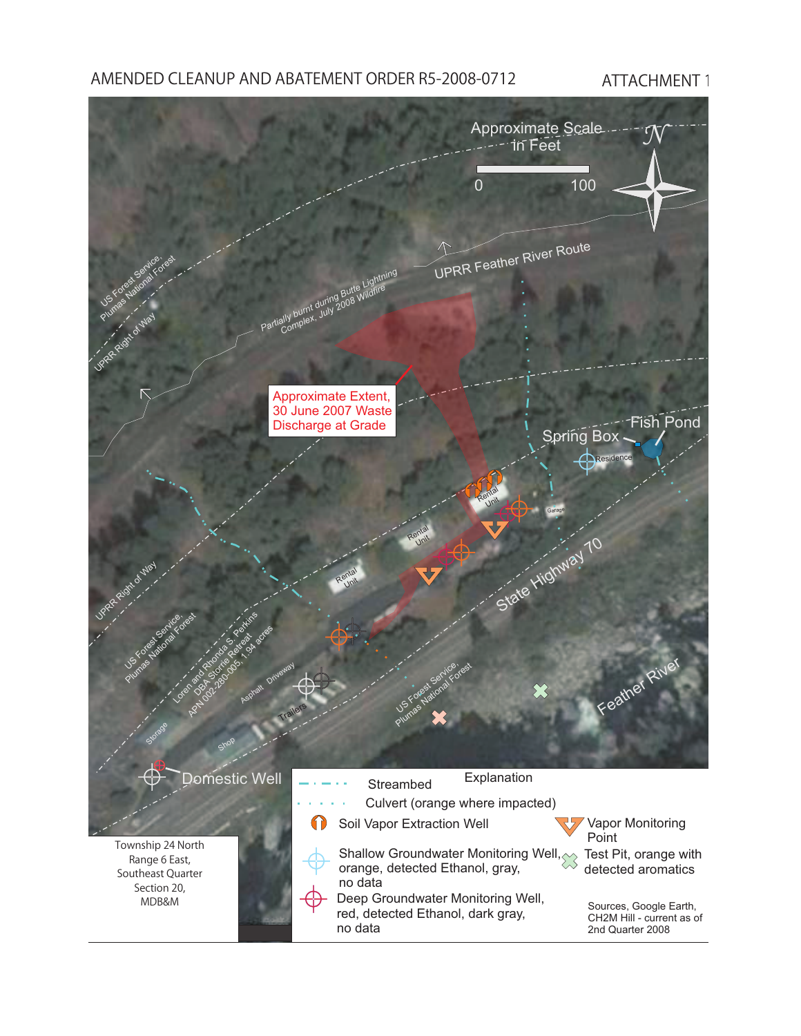AMENDED CLEANUP AND ABATEMENT ORDER R5-2008-0712

ATTACHMENT 1

Approximate Scale in Feet

0 100

UPRR Feather River Route

Partially burnt during Butte Lightning Complex, July 2008 Wildfire

US Forest Service, Plumas National Forest

UPRR Right of Way

Approximate Extent, 30 June 2007 Waste Discharge at Grade

Spring Box

Fish Pond

Residence

Rental Unit

Rental Unit

Rental Unit

Garage

State Highway 70

UPRR Right of Way

US Forest Service, Plumas National Forest

Loren and Rhonda S. Perkins DBA Storrie Retreat APN 002-280-005, 1.94 acres

Asphalt Driveway

Trailers

Storage

Shop

US Forest Service, Plumas National Forest

Feather River

Domestic Well

Township 24 North
Range 6 East,
Southeast Quarter
Section 20,
MDB&M

**Explanation**

- Streambed
- Culvert (orange where impacted)
- Soil Vapor Extraction Well
- Vapor Monitoring Point
- Shallow Groundwater Monitoring Well, orange, detected Ethanol, gray, no data
- Test Pit, orange with detected aromatics
- Deep Groundwater Monitoring Well, red, detected Ethanol, dark gray, no data

Sources, Google Earth, CH2M Hill - current as of 2nd Quarter 2008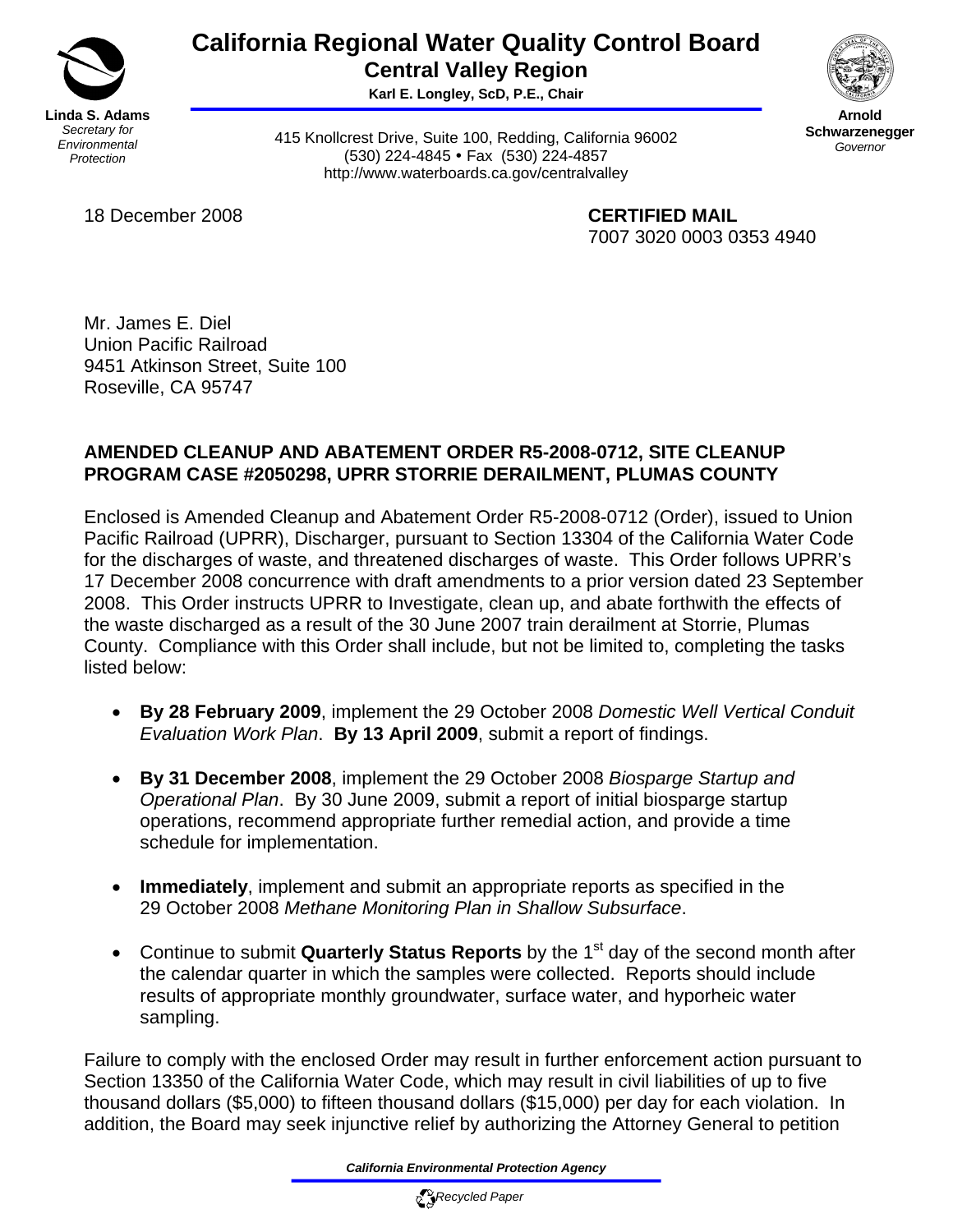**California Regional Water Quality Control Board**
**Central Valley Region**
**Karl E. Longley, ScD, P.E., Chair**

**Linda S. Adams**
*Secretary for Environmental Protection*

415 Knollcrest Drive, Suite 100, Redding, California 96002
(530) 224-4845 • Fax (530) 224-4857
http://www.waterboards.ca.gov/centralvalley

**Arnold Schwarzenegger**
*Governor*

18 December 2008

**CERTIFIED MAIL**
7007 3020 0003 0353 4940

Mr. James E. Diel
Union Pacific Railroad
9451 Atkinson Street, Suite 100
Roseville, CA 95747

**AMENDED CLEANUP AND ABATEMENT ORDER R5-2008-0712, SITE CLEANUP PROGRAM CASE #2050298, UPRR STORRIE DERAILMENT, PLUMAS COUNTY**

Enclosed is Amended Cleanup and Abatement Order R5-2008-0712 (Order), issued to Union Pacific Railroad (UPRR), Discharger, pursuant to Section 13304 of the California Water Code for the discharges of waste, and threatened discharges of waste. This Order follows UPRR's 17 December 2008 concurrence with draft amendments to a prior version dated 23 September 2008. This Order instructs UPRR to Investigate, clean up, and abate forthwith the effects of the waste discharged as a result of the 30 June 2007 train derailment at Storrie, Plumas County. Compliance with this Order shall include, but not be limited to, completing the tasks listed below:

- **By 28 February 2009**, implement the 29 October 2008 *Domestic Well Vertical Conduit Evaluation Work Plan*. **By 13 April 2009**, submit a report of findings.
- **By 31 December 2008**, implement the 29 October 2008 *Biosparge Startup and Operational Plan*. By 30 June 2009, submit a report of initial biosparge startup operations, recommend appropriate further remedial action, and provide a time schedule for implementation.
- **Immediately**, implement and submit an appropriate reports as specified in the 29 October 2008 *Methane Monitoring Plan in Shallow Subsurface*.
- Continue to submit **Quarterly Status Reports** by the 1st day of the second month after the calendar quarter in which the samples were collected. Reports should include results of appropriate monthly groundwater, surface water, and hyporheic water sampling.

Failure to comply with the enclosed Order may result in further enforcement action pursuant to Section 13350 of the California Water Code, which may result in civil liabilities of up to five thousand dollars ($5,000) to fifteen thousand dollars ($15,000) per day for each violation. In addition, the Board may seek injunctive relief by authorizing the Attorney General to petition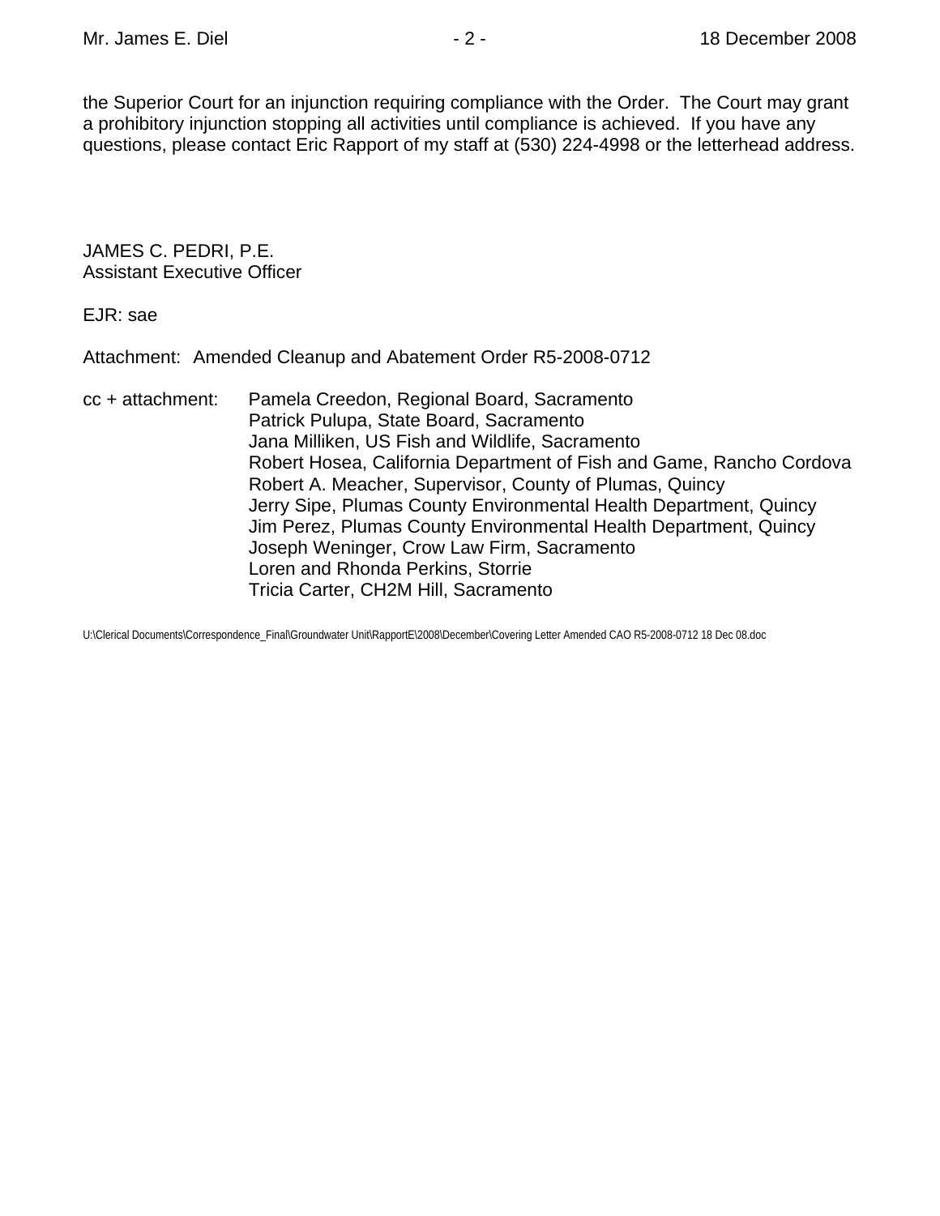the Superior Court for an injunction requiring compliance with the Order. The Court may grant a prohibitory injunction stopping all activities until compliance is achieved. If you have any questions, please contact Eric Rapport of my staff at (530) 224-4998 or the letterhead address.

JAMES C. PEDRI, P.E.
Assistant Executive Officer

EJR: sae

Attachment: Amended Cleanup and Abatement Order R5-2008-0712

cc + attachment: Pamela Creedon, Regional Board, Sacramento
Patrick Pulupa, State Board, Sacramento
Jana Milliken, US Fish and Wildlife, Sacramento
Robert Hosea, California Department of Fish and Game, Rancho Cordova
Robert A. Meacher, Supervisor, County of Plumas, Quincy
Jerry Sipe, Plumas County Environmental Health Department, Quincy
Jim Perez, Plumas County Environmental Health Department, Quincy
Joseph Weninger, Crow Law Firm, Sacramento
Loren and Rhonda Perkins, Storrie
Tricia Carter, CH2M Hill, Sacramento

U:\Clerical Documents\Correspondence_Final\Groundwater Unit\RapportE\2008\December\Covering Letter Amended CAO R5-2008-0712 18 Dec 08.doc